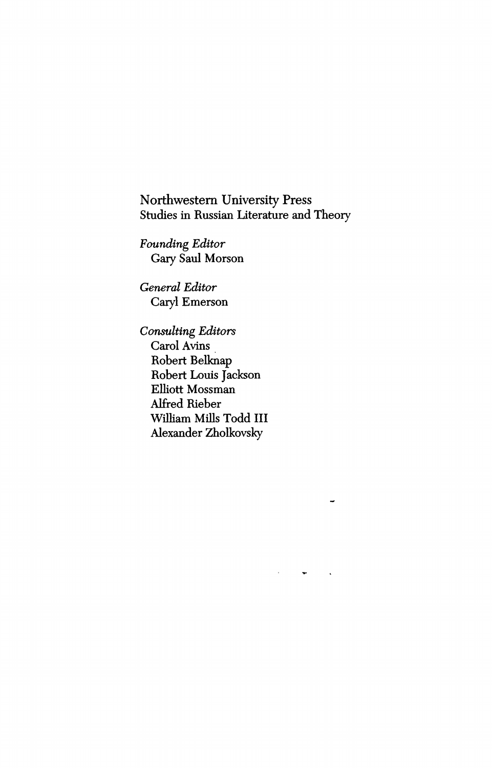Northwestern University Press
Studies in Russian Literature and Theory

*Founding Editor*
Gary Saul Morson

*General Editor*
Caryl Emerson

*Consulting Editors*
Carol Avins
Robert Belknap
Robert Louis Jackson
Elliott Mossman
Alfred Rieber
William Mills Todd III
Alexander Zholkovsky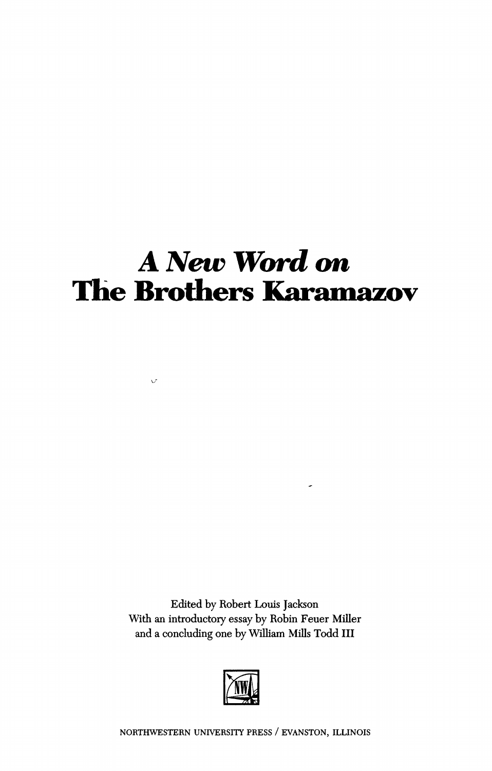# *A New Word on* The Brothers Karamazov

Edited by Robert Louis Jackson
With an introductory essay by Robin Feuer Miller
and a concluding one by William Mills Todd III

NORTHWESTERN UNIVERSITY PRESS / EVANSTON, ILLINOIS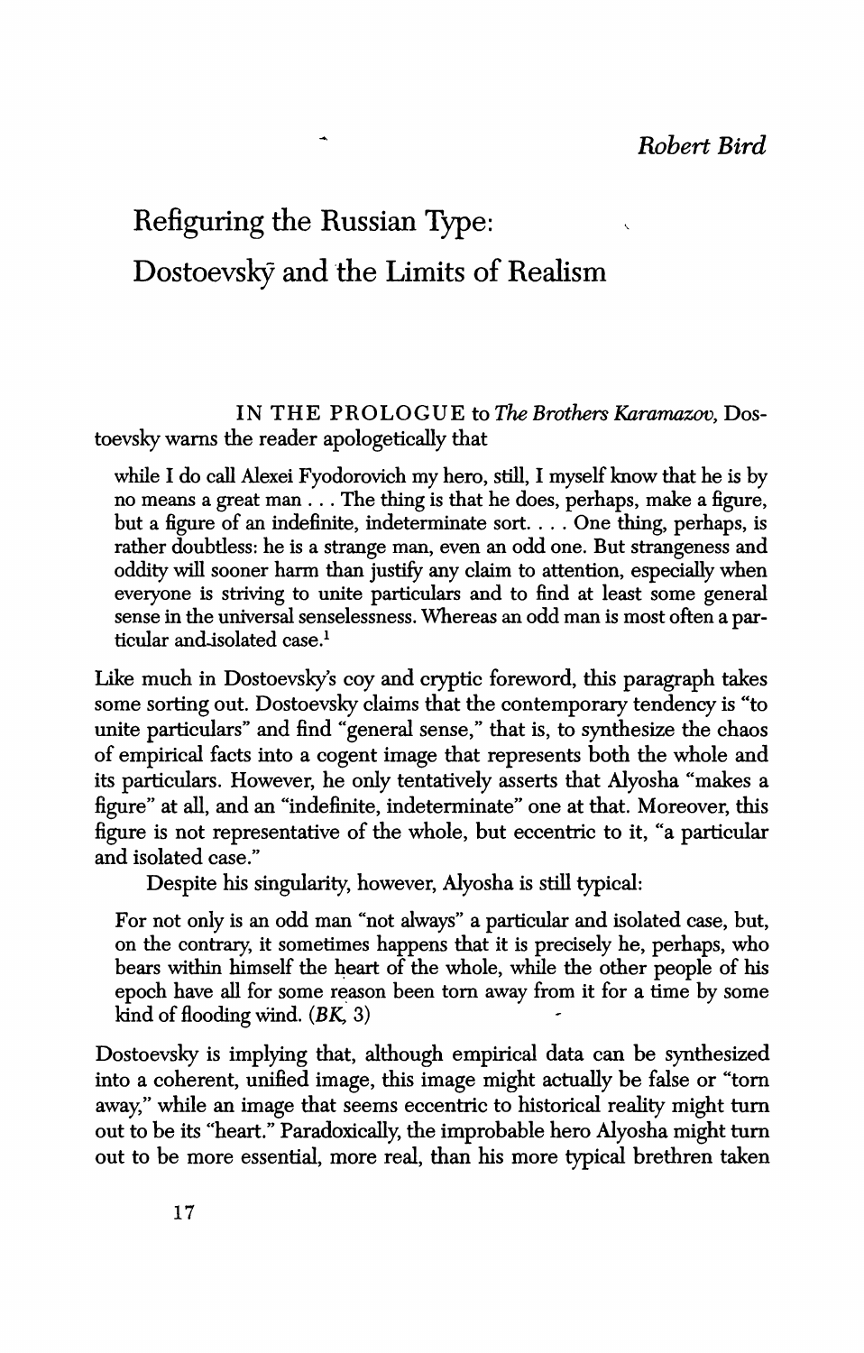Robert Bird

# Refiguring the Russian Type: Dostoevsky and the Limits of Realism

IN THE PROLOGUE to *The Brothers Karamazov*, Dostoevsky warns the reader apologetically that

> while I do call Alexei Fyodorovich my hero, still, I myself know that he is by no means a great man . . . The thing is that he does, perhaps, make a figure, but a figure of an indefinite, indeterminate sort. . . . One thing, perhaps, is rather doubtless: he is a strange man, even an odd one. But strangeness and oddity will sooner harm than justify any claim to attention, especially when everyone is striving to unite particulars and to find at least some general sense in the universal senselessness. Whereas an odd man is most often a particular and isolated case.[1]

Like much in Dostoevsky's coy and cryptic foreword, this paragraph takes some sorting out. Dostoevsky claims that the contemporary tendency is "to unite particulars" and find "general sense," that is, to synthesize the chaos of empirical facts into a cogent image that represents both the whole and its particulars. However, he only tentatively asserts that Alyosha "makes a figure" at all, and an "indefinite, indeterminate" one at that. Moreover, this figure is not representative of the whole, but eccentric to it, "a particular and isolated case."

Despite his singularity, however, Alyosha is still typical:

> For not only is an odd man "not always" a particular and isolated case, but, on the contrary, it sometimes happens that it is precisely he, perhaps, who bears within himself the heart of the whole, while the other people of his epoch have all for some reason been torn away from it for a time by some kind of flooding wind. (*BK*, 3)

Dostoevsky is implying that, although empirical data can be synthesized into a coherent, unified image, this image might actually be false or "torn away," while an image that seems eccentric to historical reality might turn out to be its "heart." Paradoxically, the improbable hero Alyosha might turn out to be more essential, more real, than his more typical brethren taken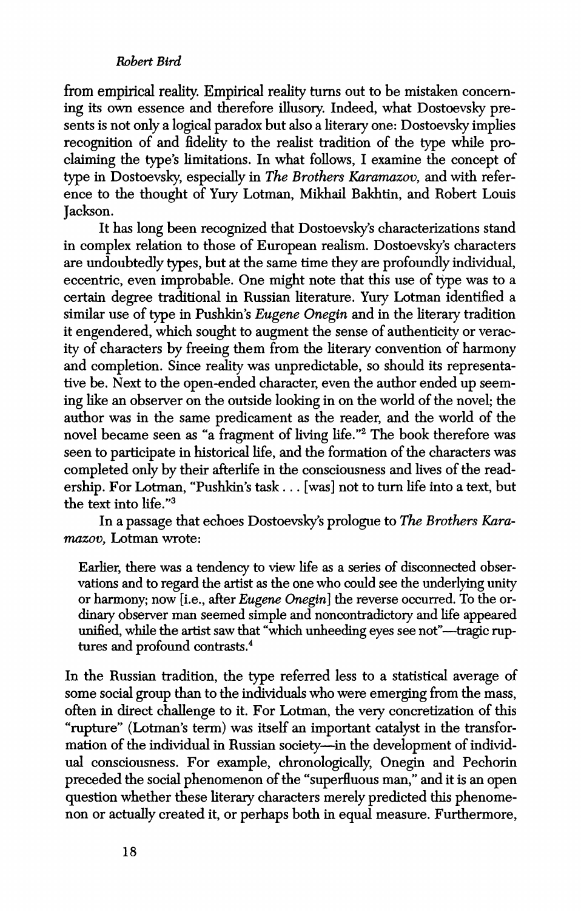from empirical reality. Empirical reality turns out to be mistaken concerning its own essence and therefore illusory. Indeed, what Dostoevsky presents is not only a logical paradox but also a literary one: Dostoevsky implies recognition of and fidelity to the realist tradition of the type while proclaiming the type's limitations. In what follows, I examine the concept of type in Dostoevsky, especially in *The Brothers Karamazov,* and with reference to the thought of Yury Lotman, Mikhail Bakhtin, and Robert Louis Jackson.

It has long been recognized that Dostoevsky's characterizations stand in complex relation to those of European realism. Dostoevsky's characters are undoubtedly types, but at the same time they are profoundly individual, eccentric, even improbable. One might note that this use of type was to a certain degree traditional in Russian literature. Yury Lotman identified a similar use of type in Pushkin's *Eugene Onegin* and in the literary tradition it engendered, which sought to augment the sense of authenticity or veracity of characters by freeing them from the literary convention of harmony and completion. Since reality was unpredictable, so should its representative be. Next to the open-ended character, even the author ended up seeming like an observer on the outside looking in on the world of the novel; the author was in the same predicament as the reader, and the world of the novel became seen as "a fragment of living life."[2] The book therefore was seen to participate in historical life, and the formation of the characters was completed only by their afterlife in the consciousness and lives of the readership. For Lotman, "Pushkin's task . . . [was] not to turn life into a text, but the text into life."[3]

In a passage that echoes Dostoevsky's prologue to *The Brothers Karamazov,* Lotman wrote:

> Earlier, there was a tendency to view life as a series of disconnected observations and to regard the artist as the one who could see the underlying unity or harmony; now [i.e., after *Eugene Onegin*] the reverse occurred. To the ordinary observer man seemed simple and noncontradictory and life appeared unified, while the artist saw that "which unheeding eyes see not"—tragic ruptures and profound contrasts.[4]

In the Russian tradition, the type referred less to a statistical average of some social group than to the individuals who were emerging from the mass, often in direct challenge to it. For Lotman, the very concretization of this "rupture" (Lotman's term) was itself an important catalyst in the transformation of the individual in Russian society—in the development of individual consciousness. For example, chronologically, Onegin and Pechorin preceded the social phenomenon of the "superfluous man," and it is an open question whether these literary characters merely predicted this phenomenon or actually created it, or perhaps both in equal measure. Furthermore,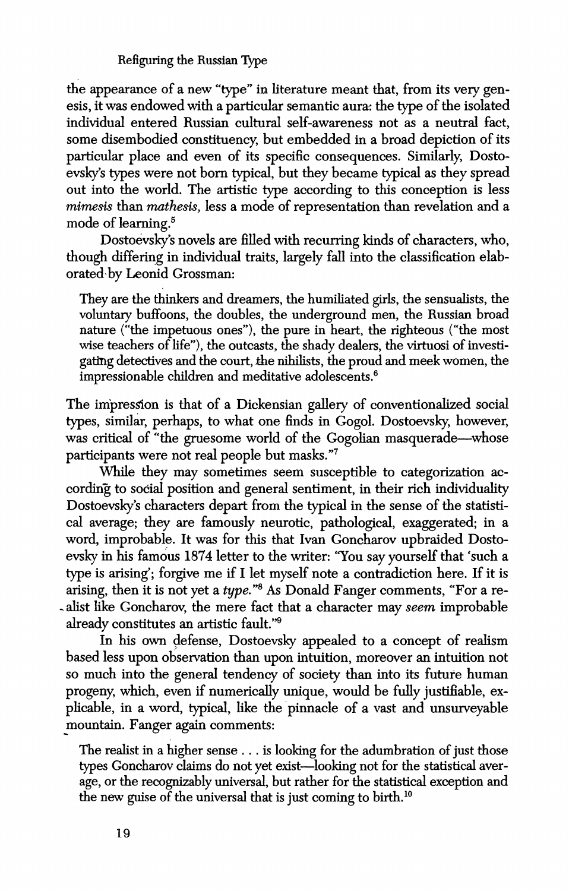the appearance of a new "type" in literature meant that, from its very genesis, it was endowed with a particular semantic aura: the type of the isolated individual entered Russian cultural self-awareness not as a neutral fact, some disembodied constituency, but embedded in a broad depiction of its particular place and even of its specific consequences. Similarly, Dostoevsky's types were not born typical, but they became typical as they spread out into the world. The artistic type according to this conception is less *mimesis* than *mathesis,* less a mode of representation than revelation and a mode of learning.[5]

Dostoevsky's novels are filled with recurring kinds of characters, who, though differing in individual traits, largely fall into the classification elaborated by Leonid Grossman:

> They are the thinkers and dreamers, the humiliated girls, the sensualists, the voluntary buffoons, the doubles, the underground men, the Russian broad nature ("the impetuous ones"), the pure in heart, the righteous ("the most wise teachers of life"), the outcasts, the shady dealers, the virtuosi of investigating detectives and the court, the nihilists, the proud and meek women, the impressionable children and meditative adolescents.[6]

The impression is that of a Dickensian gallery of conventionalized social types, similar, perhaps, to what one finds in Gogol. Dostoevsky, however, was critical of "the gruesome world of the Gogolian masquerade—whose participants were not real people but masks."[7]

While they may sometimes seem susceptible to categorization according to social position and general sentiment, in their rich individuality Dostoevsky's characters depart from the typical in the sense of the statistical average; they are famously neurotic, pathological, exaggerated; in a word, improbable. It was for this that Ivan Goncharov upbraided Dostoevsky in his famous 1874 letter to the writer: "You say yourself that 'such a type is arising'; forgive me if I let myself note a contradiction here. If it is arising, then it is not yet a *type.*"[8] As Donald Fanger comments, "For a realist like Goncharov, the mere fact that a character may *seem* improbable already constitutes an artistic fault."[9]

In his own defense, Dostoevsky appealed to a concept of realism based less upon observation than upon intuition, moreover an intuition not so much into the general tendency of society than into its future human progeny, which, even if numerically unique, would be fully justifiable, explicable, in a word, typical, like the pinnacle of a vast and unsurveyable mountain. Fanger again comments:

> The realist in a higher sense . . . is looking for the adumbration of just those types Goncharov claims do not yet exist—looking not for the statistical average, or the recognizably universal, but rather for the statistical exception and the new guise of the universal that is just coming to birth.[10]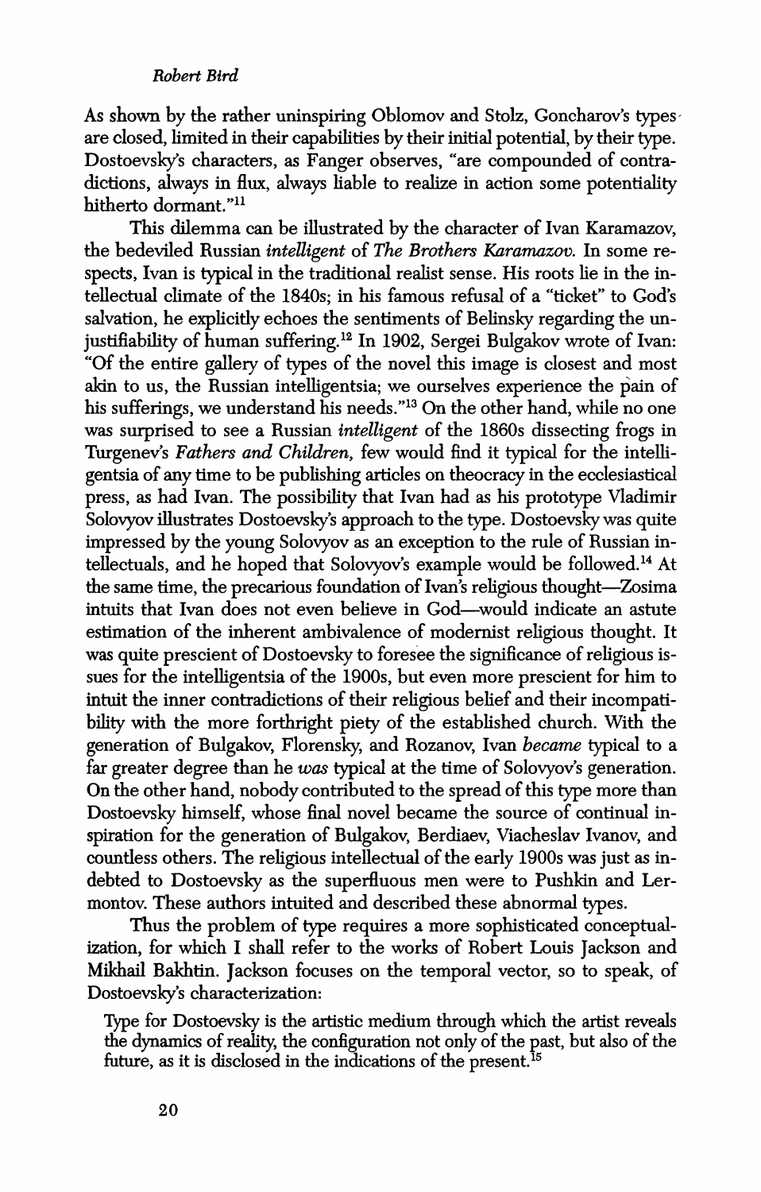As shown by the rather uninspiring Oblomov and Stolz, Goncharov's types are closed, limited in their capabilities by their initial potential, by their type. Dostoevsky's characters, as Fanger observes, "are compounded of contradictions, always in flux, always liable to realize in action some potentiality hitherto dormant."[11]

This dilemma can be illustrated by the character of Ivan Karamazov, the bedeviled Russian *intelligent* of *The Brothers Karamazov*. In some respects, Ivan is typical in the traditional realist sense. His roots lie in the intellectual climate of the 1840s; in his famous refusal of a "ticket" to God's salvation, he explicitly echoes the sentiments of Belinsky regarding the unjustifiability of human suffering.[12] In 1902, Sergei Bulgakov wrote of Ivan: "Of the entire gallery of types of the novel this image is closest and most akin to us, the Russian intelligentsia; we ourselves experience the pain of his sufferings, we understand his needs."[13] On the other hand, while no one was surprised to see a Russian *intelligent* of the 1860s dissecting frogs in Turgenev's *Fathers and Children*, few would find it typical for the intelligentsia of any time to be publishing articles on theocracy in the ecclesiastical press, as had Ivan. The possibility that Ivan had as his prototype Vladimir Solovyov illustrates Dostoevsky's approach to the type. Dostoevsky was quite impressed by the young Solovyov as an exception to the rule of Russian intellectuals, and he hoped that Solovyov's example would be followed.[14] At the same time, the precarious foundation of Ivan's religious thought—Zosima intuits that Ivan does not even believe in God—would indicate an astute estimation of the inherent ambivalence of modernist religious thought. It was quite prescient of Dostoevsky to foresee the significance of religious issues for the intelligentsia of the 1900s, but even more prescient for him to intuit the inner contradictions of their religious belief and their incompatibility with the more forthright piety of the established church. With the generation of Bulgakov, Florensky, and Rozanov, Ivan *became* typical to a far greater degree than he *was* typical at the time of Solovyov's generation. On the other hand, nobody contributed to the spread of this type more than Dostoevsky himself, whose final novel became the source of continual inspiration for the generation of Bulgakov, Berdiaev, Viacheslav Ivanov, and countless others. The religious intellectual of the early 1900s was just as indebted to Dostoevsky as the superfluous men were to Pushkin and Lermontov. These authors intuited and described these abnormal types.

Thus the problem of type requires a more sophisticated conceptualization, for which I shall refer to the works of Robert Louis Jackson and Mikhail Bakhtin. Jackson focuses on the temporal vector, so to speak, of Dostoevsky's characterization:

> Type for Dostoevsky is the artistic medium through which the artist reveals the dynamics of reality, the configuration not only of the past, but also of the future, as it is disclosed in the indications of the present.[15]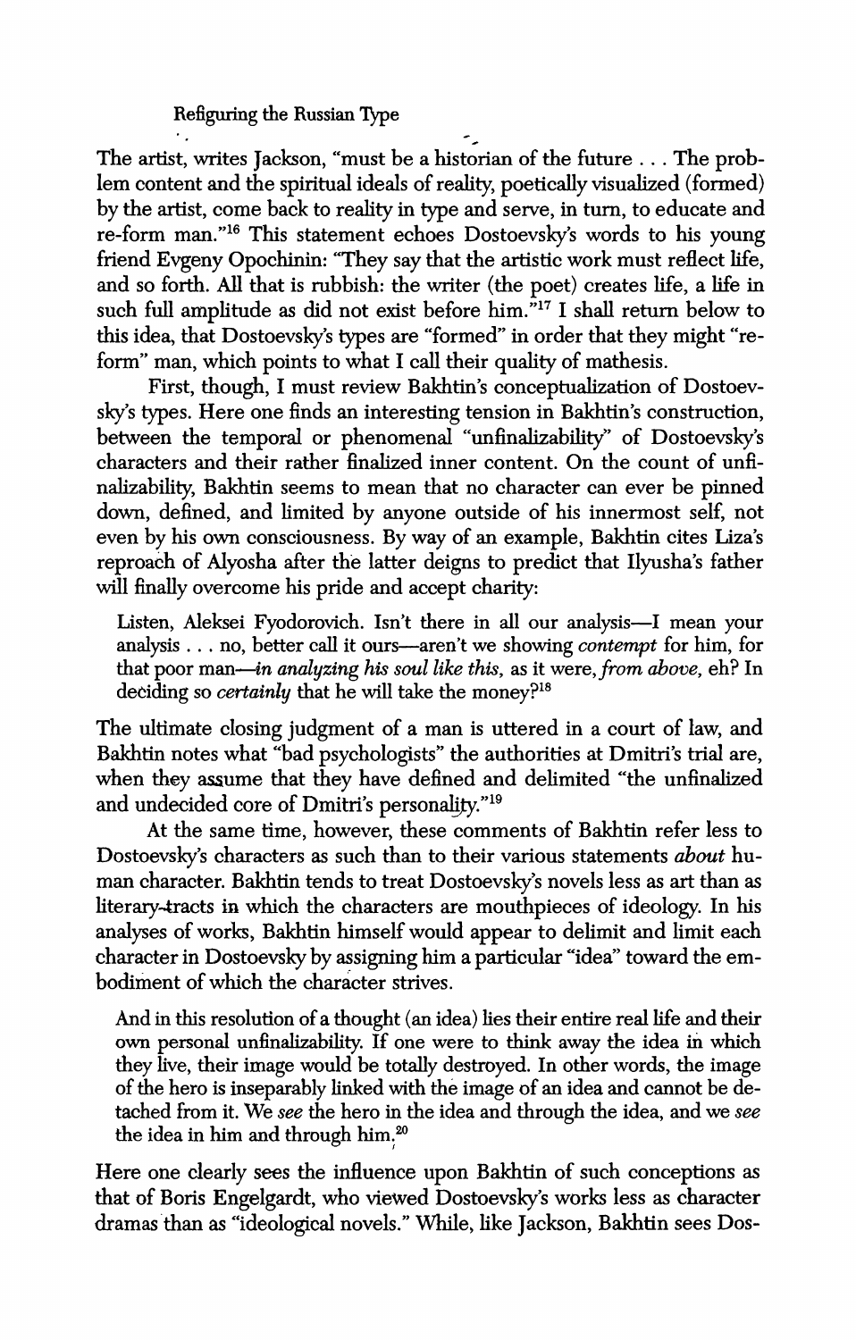The artist, writes Jackson, "must be a historian of the future . . . The problem content and the spiritual ideals of reality, poetically visualized (formed) by the artist, come back to reality in type and serve, in turn, to educate and re-form man."[16] This statement echoes Dostoevsky's words to his young friend Evgeny Opochinin: "They say that the artistic work must reflect life, and so forth. All that is rubbish: the writer (the poet) creates life, a life in such full amplitude as did not exist before him."[17] I shall return below to this idea, that Dostoevsky's types are "formed" in order that they might "re-form" man, which points to what I call their quality of mathesis.

First, though, I must review Bakhtin's conceptualization of Dostoevsky's types. Here one finds an interesting tension in Bakhtin's construction, between the temporal or phenomenal "unfinalizability" of Dostoevsky's characters and their rather finalized inner content. On the count of unfinalizability, Bakhtin seems to mean that no character can ever be pinned down, defined, and limited by anyone outside of his innermost self, not even by his own consciousness. By way of an example, Bakhtin cites Liza's reproach of Alyosha after the latter deigns to predict that Ilyusha's father will finally overcome his pride and accept charity:

> Listen, Aleksei Fyodorovich. Isn't there in all our analysis—I mean your analysis . . . no, better call it ours—aren't we showing *contempt* for him, for that poor man—*in analyzing his soul like this,* as it were, *from above,* eh? In deciding so *certainly* that he will take the money?[18]

The ultimate closing judgment of a man is uttered in a court of law, and Bakhtin notes what "bad psychologists" the authorities at Dmitri's trial are, when they assume that they have defined and delimited "the unfinalized and undecided core of Dmitri's personality."[19]

At the same time, however, these comments of Bakhtin refer less to Dostoevsky's characters as such than to their various statements *about* human character. Bakhtin tends to treat Dostoevsky's novels less as art than as literary-tracts in which the characters are mouthpieces of ideology. In his analyses of works, Bakhtin himself would appear to delimit and limit each character in Dostoevsky by assigning him a particular "idea" toward the embodiment of which the character strives.

> And in this resolution of a thought (an idea) lies their entire real life and their own personal unfinalizability. If one were to think away the idea in which they live, their image would be totally destroyed. In other words, the image of the hero is inseparably linked with the image of an idea and cannot be detached from it. We *see* the hero in the idea and through the idea, and we *see* the idea in him and through him.[20]

Here one clearly sees the influence upon Bakhtin of such conceptions as that of Boris Engelgardt, who viewed Dostoevsky's works less as character dramas than as "ideological novels." While, like Jackson, Bakhtin sees Dos-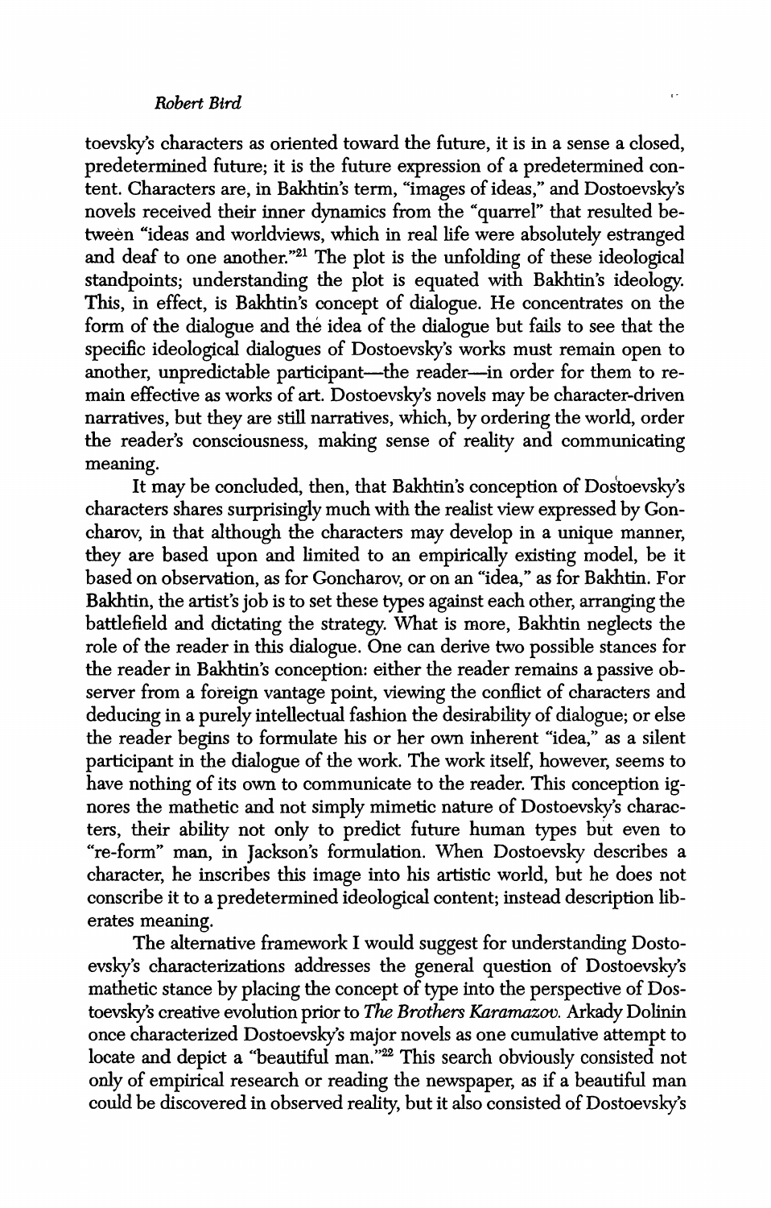toevsky's characters as oriented toward the future, it is in a sense a closed, predetermined future; it is the future expression of a predetermined content. Characters are, in Bakhtin's term, "images of ideas," and Dostoevsky's novels received their inner dynamics from the "quarrel" that resulted between "ideas and worldviews, which in real life were absolutely estranged and deaf to one another."[21] The plot is the unfolding of these ideological standpoints; understanding the plot is equated with Bakhtin's ideology. This, in effect, is Bakhtin's concept of dialogue. He concentrates on the form of the dialogue and the idea of the dialogue but fails to see that the specific ideological dialogues of Dostoevsky's works must remain open to another, unpredictable participant—the reader—in order for them to remain effective as works of art. Dostoevsky's novels may be character-driven narratives, but they are still narratives, which, by ordering the world, order the reader's consciousness, making sense of reality and communicating meaning.

It may be concluded, then, that Bakhtin's conception of Dostoevsky's characters shares surprisingly much with the realist view expressed by Goncharov, in that although the characters may develop in a unique manner, they are based upon and limited to an empirically existing model, be it based on observation, as for Goncharov, or on an "idea," as for Bakhtin. For Bakhtin, the artist's job is to set these types against each other, arranging the battlefield and dictating the strategy. What is more, Bakhtin neglects the role of the reader in this dialogue. One can derive two possible stances for the reader in Bakhtin's conception: either the reader remains a passive observer from a foreign vantage point, viewing the conflict of characters and deducing in a purely intellectual fashion the desirability of dialogue; or else the reader begins to formulate his or her own inherent "idea," as a silent participant in the dialogue of the work. The work itself, however, seems to have nothing of its own to communicate to the reader. This conception ignores the mathetic and not simply mimetic nature of Dostoevsky's characters, their ability not only to predict future human types but even to "re-form" man, in Jackson's formulation. When Dostoevsky describes a character, he inscribes this image into his artistic world, but he does not conscribe it to a predetermined ideological content; instead description liberates meaning.

The alternative framework I would suggest for understanding Dostoevsky's characterizations addresses the general question of Dostoevsky's mathetic stance by placing the concept of type into the perspective of Dostoevsky's creative evolution prior to *The Brothers Karamazov*. Arkady Dolinin once characterized Dostoevsky's major novels as one cumulative attempt to locate and depict a "beautiful man."[22] This search obviously consisted not only of empirical research or reading the newspaper, as if a beautiful man could be discovered in observed reality, but it also consisted of Dostoevsky's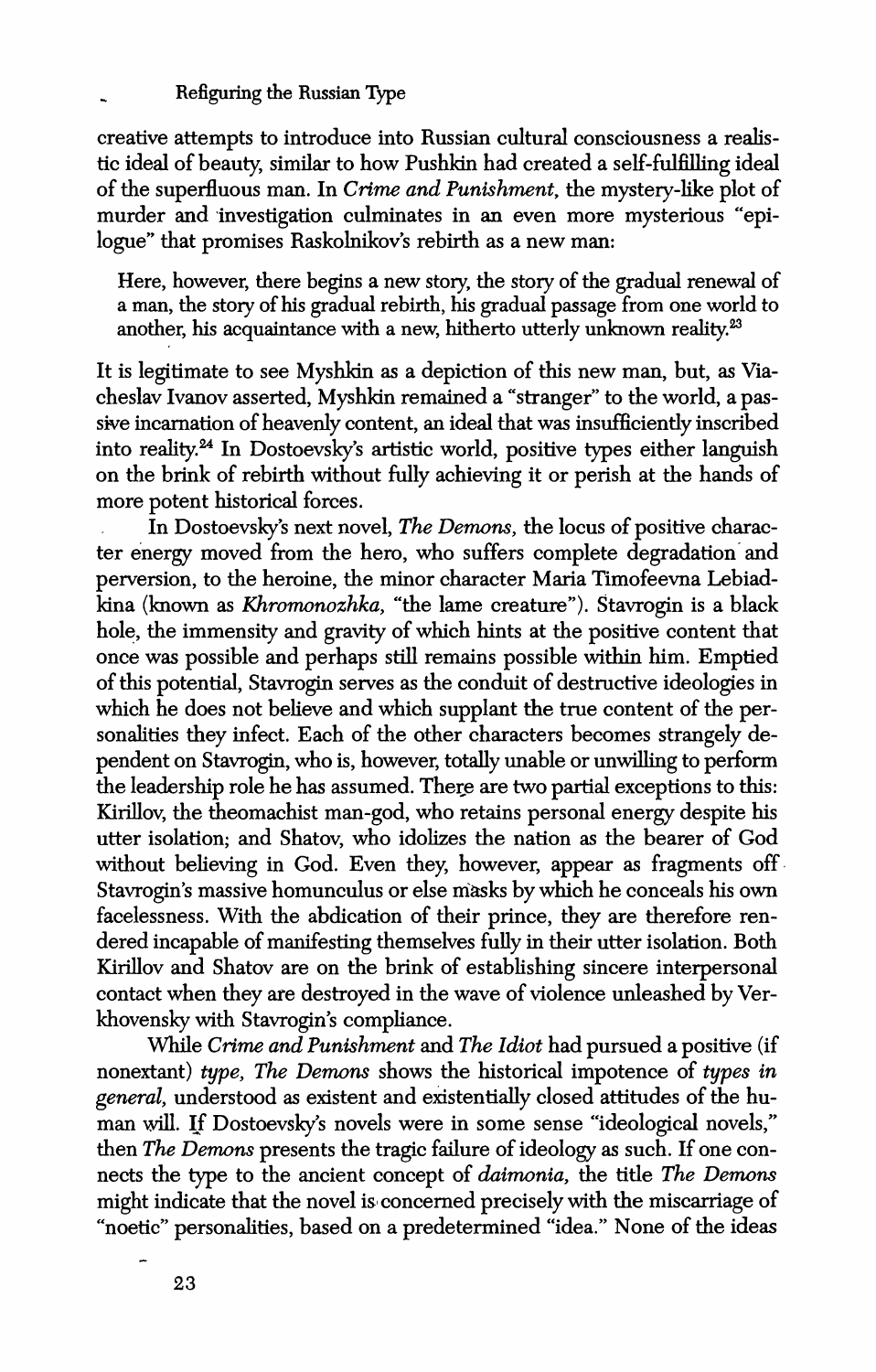creative attempts to introduce into Russian cultural consciousness a realistic ideal of beauty, similar to how Pushkin had created a self-fulfilling ideal of the superfluous man. In *Crime and Punishment*, the mystery-like plot of murder and investigation culminates in an even more mysterious "epilogue" that promises Raskolnikov's rebirth as a new man:

> Here, however, there begins a new story, the story of the gradual renewal of a man, the story of his gradual rebirth, his gradual passage from one world to another, his acquaintance with a new, hitherto utterly unknown reality.[23]

It is legitimate to see Myshkin as a depiction of this new man, but, as Viacheslav Ivanov asserted, Myshkin remained a "stranger" to the world, a passive incarnation of heavenly content, an ideal that was insufficiently inscribed into reality.[24] In Dostoevsky's artistic world, positive types either languish on the brink of rebirth without fully achieving it or perish at the hands of more potent historical forces.

In Dostoevsky's next novel, *The Demons*, the locus of positive character energy moved from the hero, who suffers complete degradation and perversion, to the heroine, the minor character Maria Timofeevna Lebiadkina (known as *Khromonozhka*, "the lame creature"). Stavrogin is a black hole, the immensity and gravity of which hints at the positive content that once was possible and perhaps still remains possible within him. Emptied of this potential, Stavrogin serves as the conduit of destructive ideologies in which he does not believe and which supplant the true content of the personalities they infect. Each of the other characters becomes strangely dependent on Stavrogin, who is, however, totally unable or unwilling to perform the leadership role he has assumed. There are two partial exceptions to this: Kirillov, the theomachist man-god, who retains personal energy despite his utter isolation; and Shatov, who idolizes the nation as the bearer of God without believing in God. Even they, however, appear as fragments off Stavrogin's massive homunculus or else masks by which he conceals his own facelessness. With the abdication of their prince, they are therefore rendered incapable of manifesting themselves fully in their utter isolation. Both Kirillov and Shatov are on the brink of establishing sincere interpersonal contact when they are destroyed in the wave of violence unleashed by Verkhovensky with Stavrogin's compliance.

While *Crime and Punishment* and *The Idiot* had pursued a positive (if nonextant) *type*, *The Demons* shows the historical impotence of *types in general*, understood as existent and existentially closed attitudes of the human will. If Dostoevsky's novels were in some sense "ideological novels," then *The Demons* presents the tragic failure of ideology as such. If one connects the type to the ancient concept of *daimonia*, the title *The Demons* might indicate that the novel is concerned precisely with the miscarriage of "noetic" personalities, based on a predetermined "idea." None of the ideas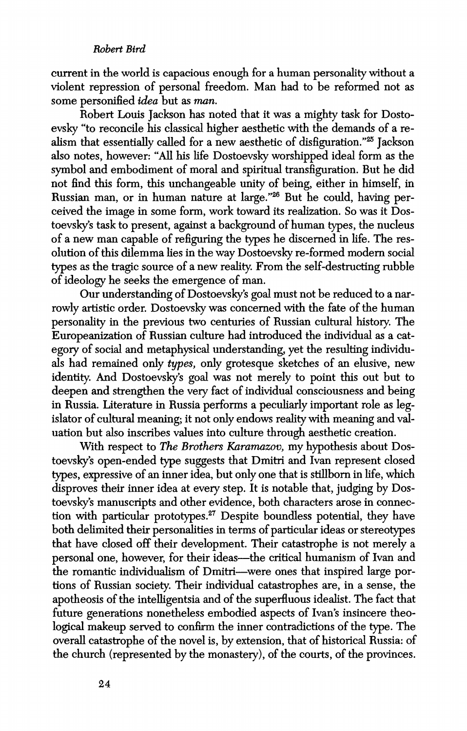current in the world is capacious enough for a human personality without a violent repression of personal freedom. Man had to be reformed not as some personified *idea* but as *man.*

Robert Louis Jackson has noted that it was a mighty task for Dostoevsky "to reconcile his classical higher aesthetic with the demands of a realism that essentially called for a new aesthetic of disfiguration."[25] Jackson also notes, however: "All his life Dostoevsky worshipped ideal form as the symbol and embodiment of moral and spiritual transfiguration. But he did not find this form, this unchangeable unity of being, either in himself, in Russian man, or in human nature at large."[26] But he could, having perceived the image in some form, work toward its realization. So was it Dostoevsky's task to present, against a background of human types, the nucleus of a new man capable of refiguring the types he discerned in life. The resolution of this dilemma lies in the way Dostoevsky re-formed modern social types as the tragic source of a new reality. From the self-destructing rubble of ideology he seeks the emergence of man.

Our understanding of Dostoevsky's goal must not be reduced to a narrowly artistic order. Dostoevsky was concerned with the fate of the human personality in the previous two centuries of Russian cultural history. The Europeanization of Russian culture had introduced the individual as a category of social and metaphysical understanding, yet the resulting individuals had remained only *types,* only grotesque sketches of an elusive, new identity. And Dostoevsky's goal was not merely to point this out but to deepen and strengthen the very fact of individual consciousness and being in Russia. Literature in Russia performs a peculiarly important role as legislator of cultural meaning; it not only endows reality with meaning and valuation but also inscribes values into culture through aesthetic creation.

With respect to *The Brothers Karamazov,* my hypothesis about Dostoevsky's open-ended type suggests that Dmitri and Ivan represent closed types, expressive of an inner idea, but only one that is stillborn in life, which disproves their inner idea at every step. It is notable that, judging by Dostoevsky's manuscripts and other evidence, both characters arose in connection with particular prototypes.[27] Despite boundless potential, they have both delimited their personalities in terms of particular ideas or stereotypes that have closed off their development. Their catastrophe is not merely a personal one, however, for their ideas—the critical humanism of Ivan and the romantic individualism of Dmitri—were ones that inspired large portions of Russian society. Their individual catastrophes are, in a sense, the apotheosis of the intelligentsia and of the superfluous idealist. The fact that future generations nonetheless embodied aspects of Ivan's insincere theological makeup served to confirm the inner contradictions of the type. The overall catastrophe of the novel is, by extension, that of historical Russia: of the church (represented by the monastery), of the courts, of the provinces.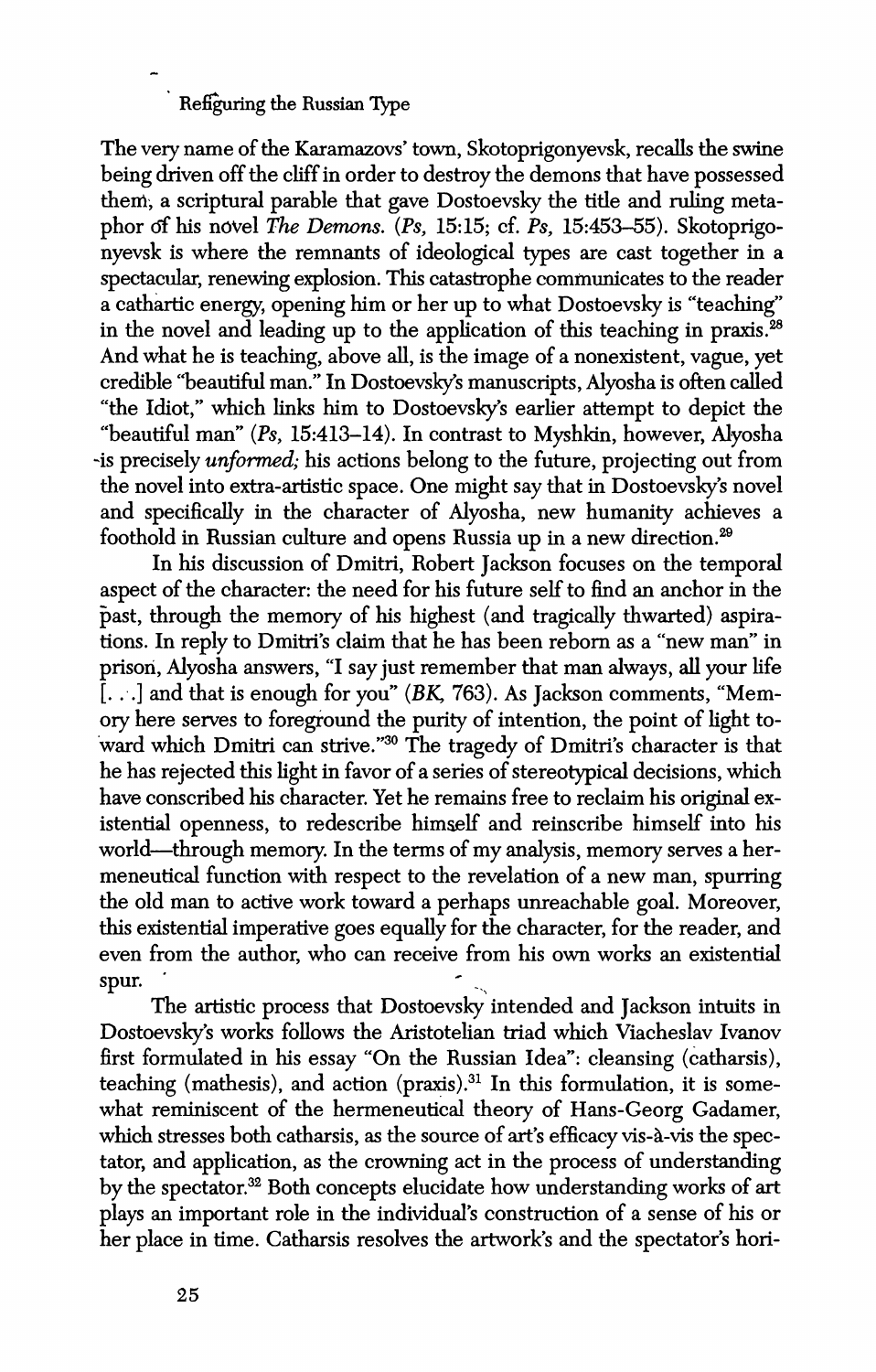The very name of the Karamazovs' town, Skotoprigonyevsk, recalls the swine being driven off the cliff in order to destroy the demons that have possessed them, a scriptural parable that gave Dostoevsky the title and ruling metaphor of his novel *The Demons*. (*Ps,* 15:15; cf. *Ps,* 15:453–55). Skotoprigonyevsk is where the remnants of ideological types are cast together in a spectacular, renewing explosion. This catastrophe communicates to the reader a cathartic energy, opening him or her up to what Dostoevsky is "teaching" in the novel and leading up to the application of this teaching in praxis.[28] And what he is teaching, above all, is the image of a nonexistent, vague, yet credible "beautiful man." In Dostoevsky's manuscripts, Alyosha is often called "the Idiot," which links him to Dostoevsky's earlier attempt to depict the "beautiful man" (*Ps,* 15:413–14). In contrast to Myshkin, however, Alyosha is precisely *unformed;* his actions belong to the future, projecting out from the novel into extra-artistic space. One might say that in Dostoevsky's novel and specifically in the character of Alyosha, new humanity achieves a foothold in Russian culture and opens Russia up in a new direction.[29]

In his discussion of Dmitri, Robert Jackson focuses on the temporal aspect of the character: the need for his future self to find an anchor in the past, through the memory of his highest (and tragically thwarted) aspirations. In reply to Dmitri's claim that he has been reborn as a "new man" in prison, Alyosha answers, "I say just remember that man always, all your life [. . .] and that is enough for you" (*BK,* 763). As Jackson comments, "Memory here serves to foreground the purity of intention, the point of light toward which Dmitri can strive."[30] The tragedy of Dmitri's character is that he has rejected this light in favor of a series of stereotypical decisions, which have conscribed his character. Yet he remains free to reclaim his original existential openness, to redescribe himself and reinscribe himself into his world—through memory. In the terms of my analysis, memory serves a hermeneutical function with respect to the revelation of a new man, spurring the old man to active work toward a perhaps unreachable goal. Moreover, this existential imperative goes equally for the character, for the reader, and even from the author, who can receive from his own works an existential spur.

The artistic process that Dostoevsky intended and Jackson intuits in Dostoevsky's works follows the Aristotelian triad which Viacheslav Ivanov first formulated in his essay "On the Russian Idea": cleansing (catharsis), teaching (mathesis), and action (praxis).[31] In this formulation, it is somewhat reminiscent of the hermeneutical theory of Hans-Georg Gadamer, which stresses both catharsis, as the source of art's efficacy vis-à-vis the spectator, and application, as the crowning act in the process of understanding by the spectator.[32] Both concepts elucidate how understanding works of art plays an important role in the individual's construction of a sense of his or her place in time. Catharsis resolves the artwork's and the spectator's hori-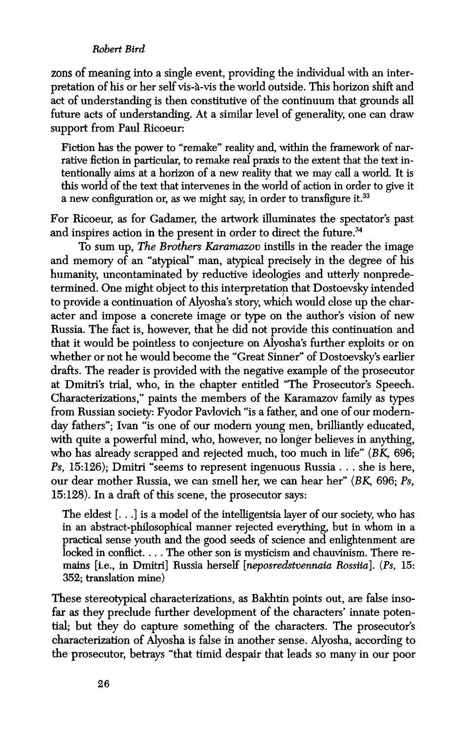zons of meaning into a single event, providing the individual with an interpretation of his or her self vis-à-vis the world outside. This horizon shift and act of understanding is then constitutive of the continuum that grounds all future acts of understanding. At a similar level of generality, one can draw support from Paul Ricoeur:

> Fiction has the power to "remake" reality and, within the framework of narrative fiction in particular, to remake real praxis to the extent that the text intentionally aims at a horizon of a new reality that we may call a world. It is this world of the text that intervenes in the world of action in order to give it a new configuration or, as we might say, in order to transfigure it.[33]

For Ricoeur, as for Gadamer, the artwork illuminates the spectator's past and inspires action in the present in order to direct the future.[34]

To sum up, *The Brothers Karamazov* instills in the reader the image and memory of an "atypical" man, atypical precisely in the degree of his humanity, uncontaminated by reductive ideologies and utterly nonpredetermined. One might object to this interpretation that Dostoevsky intended to provide a continuation of Alyosha's story, which would close up the character and impose a concrete image or type on the author's vision of new Russia. The fact is, however, that he did not provide this continuation and that it would be pointless to conjecture on Alyosha's further exploits or on whether or not he would become the "Great Sinner" of Dostoevsky's earlier drafts. The reader is provided with the negative example of the prosecutor at Dmitri's trial, who, in the chapter entitled "The Prosecutor's Speech. Characterizations," paints the members of the Karamazov family as types from Russian society: Fyodor Pavlovich "is a father, and one of our modern-day fathers"; Ivan "is one of our modern young men, brilliantly educated, with quite a powerful mind, who, however, no longer believes in anything, who has already scrapped and rejected much, too much in life" (*BK*, 696; *Ps*, 15:126); Dmitri "seems to represent ingenuous Russia . . . she is here, our dear mother Russia, we can smell her, we can hear her" (*BK*, 696; *Ps*, 15:128). In a draft of this scene, the prosecutor says:

> The eldest [. . .] is a model of the intelligentsia layer of our society, who has in an abstract-philosophical manner rejected everything, but in whom in a practical sense youth and the good seeds of science and enlightenment are locked in conflict. . . . The other son is mysticism and chauvinism. There remains [i.e., in Dmitri] Russia herself [*neposredstvennaia Rossiia*]. (*Ps*, 15: 352; translation mine)

These stereotypical characterizations, as Bakhtin points out, are false insofar as they preclude further development of the characters' innate potential; but they do capture something of the characters. The prosecutor's characterization of Alyosha is false in another sense. Alyosha, according to the prosecutor, betrays "that timid despair that leads so many in our poor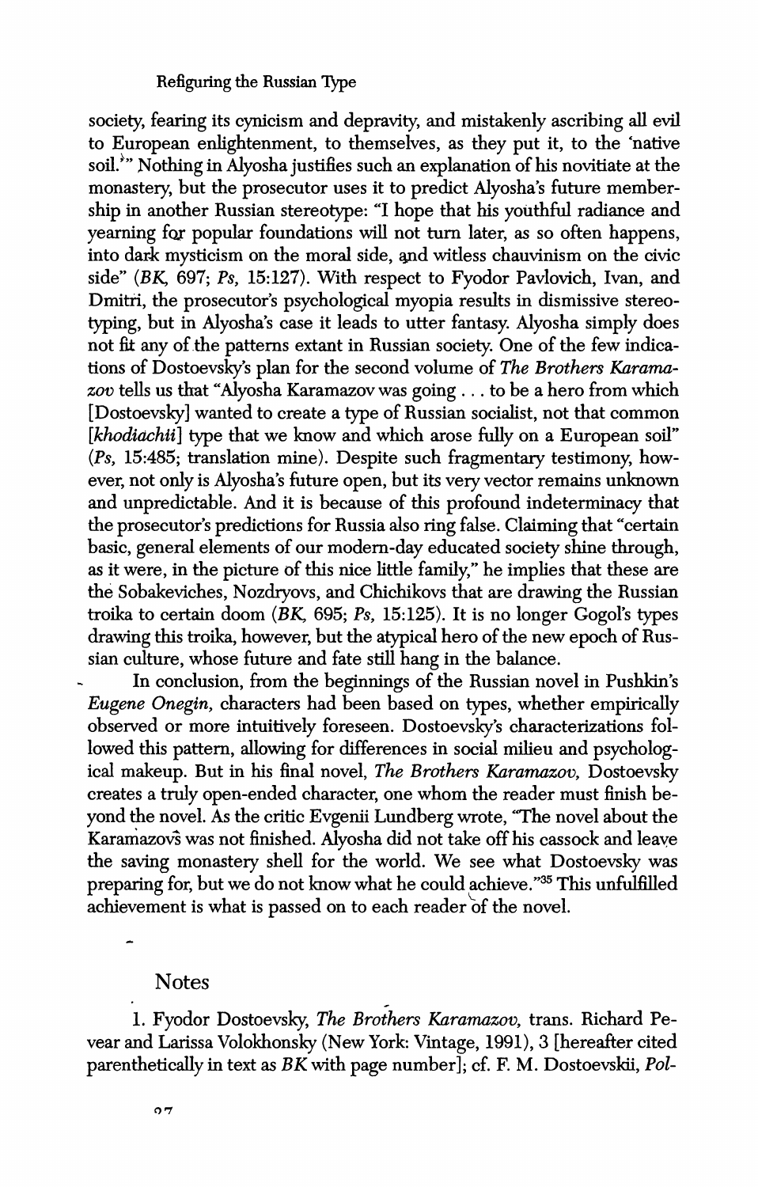society, fearing its cynicism and depravity, and mistakenly ascribing all evil to European enlightenment, to themselves, as they put it, to the 'native soil.'" Nothing in Alyosha justifies such an explanation of his novitiate at the monastery, but the prosecutor uses it to predict Alyosha's future membership in another Russian stereotype: "I hope that his youthful radiance and yearning for popular foundations will not turn later, as so often happens, into dark mysticism on the moral side, and witless chauvinism on the civic side" (*BK*, 697; *Ps*, 15:127). With respect to Fyodor Pavlovich, Ivan, and Dmitri, the prosecutor's psychological myopia results in dismissive stereotyping, but in Alyosha's case it leads to utter fantasy. Alyosha simply does not fit any of the patterns extant in Russian society. One of the few indications of Dostoevsky's plan for the second volume of *The Brothers Karamazov* tells us that "Alyosha Karamazov was going . . . to be a hero from which [Dostoevsky] wanted to create a type of Russian socialist, not that common [*khodiachii*] type that we know and which arose fully on a European soil" (*Ps*, 15:485; translation mine). Despite such fragmentary testimony, however, not only is Alyosha's future open, but its very vector remains unknown and unpredictable. And it is because of this profound indeterminacy that the prosecutor's predictions for Russia also ring false. Claiming that "certain basic, general elements of our modern-day educated society shine through, as it were, in the picture of this nice little family," he implies that these are the Sobakeviches, Nozdryovs, and Chichikovs that are drawing the Russian troika to certain doom (*BK*, 695; *Ps*, 15:125). It is no longer Gogol's types drawing this troika, however, but the atypical hero of the new epoch of Russian culture, whose future and fate still hang in the balance.

In conclusion, from the beginnings of the Russian novel in Pushkin's *Eugene Onegin*, characters had been based on types, whether empirically observed or more intuitively foreseen. Dostoevsky's characterizations followed this pattern, allowing for differences in social milieu and psychological makeup. But in his final novel, *The Brothers Karamazov*, Dostoevsky creates a truly open-ended character, one whom the reader must finish beyond the novel. As the critic Evgenii Lundberg wrote, "The novel about the Karamazovs was not finished. Alyosha did not take off his cassock and leave the saving monastery shell for the world. We see what Dostoevsky was preparing for, but we do not know what he could achieve."[35] This unfulfilled achievement is what is passed on to each reader of the novel.

## Notes

1. Fyodor Dostoevsky, *The Brothers Karamazov*, trans. Richard Pevear and Larissa Volokhonsky (New York: Vintage, 1991), 3 [hereafter cited parenthetically in text as *BK* with page number]; cf. F. M. Dostoevskii, *Pol-*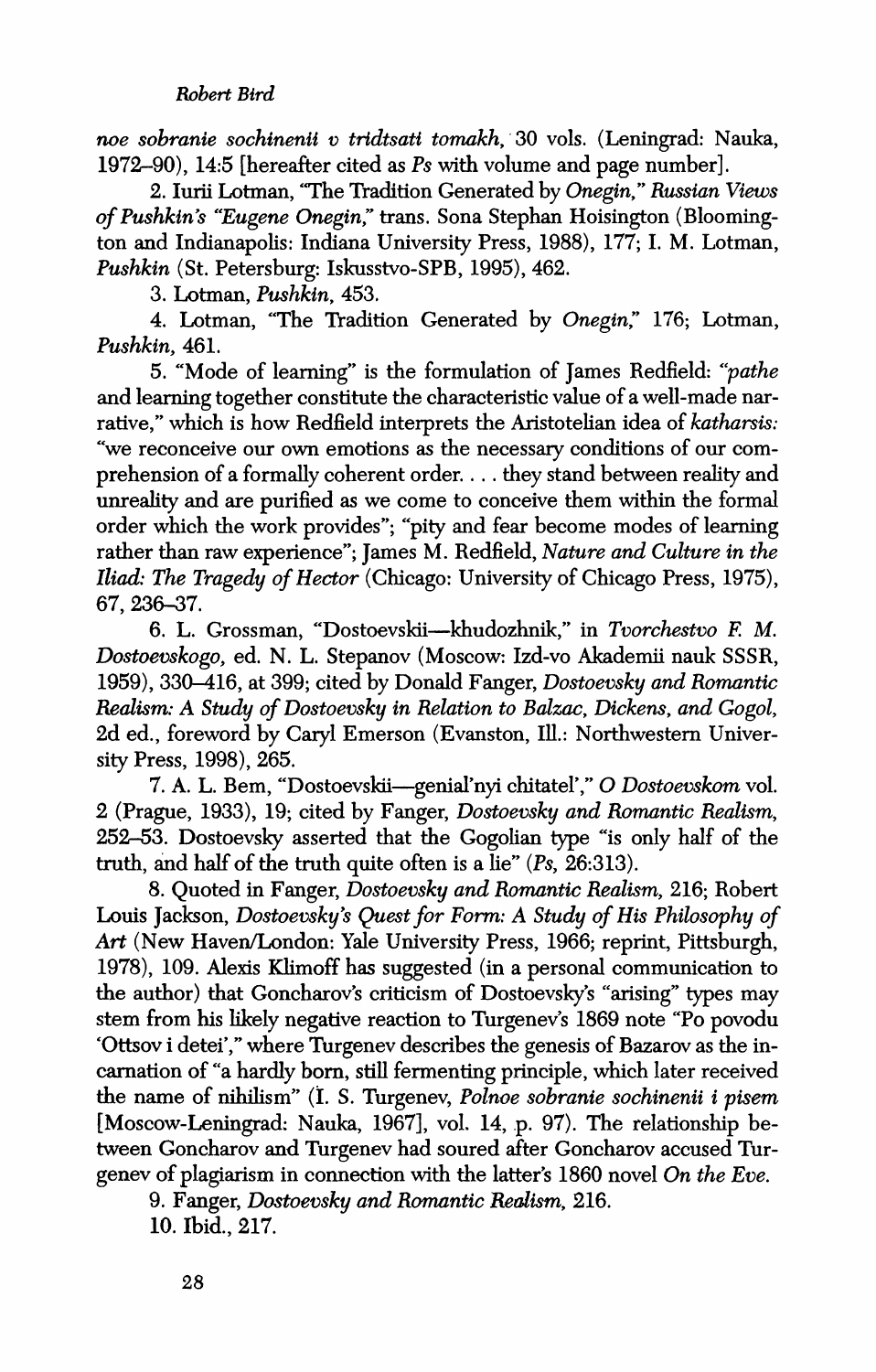*noe sobranie sochinenii v tridtsati tomakh,* 30 vols. (Leningrad: Nauka, 1972–90), 14:5 [hereafter cited as *Ps* with volume and page number].

2. Iurii Lotman, "The Tradition Generated by *Onegin,*" *Russian Views of Pushkin's "Eugene Onegin,"* trans. Sona Stephan Hoisington (Bloomington and Indianapolis: Indiana University Press, 1988), 177; I. M. Lotman, *Pushkin* (St. Petersburg: Iskusstvo-SPB, 1995), 462.

3. Lotman, *Pushkin,* 453.

4. Lotman, "The Tradition Generated by *Onegin,*" 176; Lotman, *Pushkin,* 461.

5. "Mode of learning" is the formulation of James Redfield: "*pathe* and learning together constitute the characteristic value of a well-made narrative," which is how Redfield interprets the Aristotelian idea of *katharsis:* "we reconceive our own emotions as the necessary conditions of our comprehension of a formally coherent order. . . . they stand between reality and unreality and are purified as we come to conceive them within the formal order which the work provides"; "pity and fear become modes of learning rather than raw experience"; James M. Redfield, *Nature and Culture in the Iliad: The Tragedy of Hector* (Chicago: University of Chicago Press, 1975), 67, 236–37.

6. L. Grossman, "Dostoevskii—khudozhnik," in *Tvorchestvo F. M. Dostoevskogo,* ed. N. L. Stepanov (Moscow: Izd-vo Akademii nauk SSSR, 1959), 330–416, at 399; cited by Donald Fanger, *Dostoevsky and Romantic Realism: A Study of Dostoevsky in Relation to Balzac, Dickens, and Gogol,* 2d ed., foreword by Caryl Emerson (Evanston, Ill.: Northwestern University Press, 1998), 265.

7. A. L. Bem, "Dostoevskii—genial'nyi chitatel'," *O Dostoevskom* vol. 2 (Prague, 1933), 19; cited by Fanger, *Dostoevsky and Romantic Realism,* 252–53. Dostoevsky asserted that the Gogolian type "is only half of the truth, and half of the truth quite often is a lie" (*Ps,* 26:313).

8. Quoted in Fanger, *Dostoevsky and Romantic Realism,* 216; Robert Louis Jackson, *Dostoevsky's Quest for Form: A Study of His Philosophy of Art* (New Haven/London: Yale University Press, 1966; reprint, Pittsburgh, 1978), 109. Alexis Klimoff has suggested (in a personal communication to the author) that Goncharov's criticism of Dostoevsky's "arising" types may stem from his likely negative reaction to Turgenev's 1869 note "Po povodu 'Ottsov i detei'," where Turgenev describes the genesis of Bazarov as the incarnation of "a hardly born, still fermenting principle, which later received the name of nihilism" (I. S. Turgenev, *Polnoe sobranie sochinenii i pisem* [Moscow-Leningrad: Nauka, 1967], vol. 14, p. 97). The relationship between Goncharov and Turgenev had soured after Goncharov accused Turgenev of plagiarism in connection with the latter's 1860 novel *On the Eve.*

9. Fanger, *Dostoevsky and Romantic Realism,* 216.

10. Ibid., 217.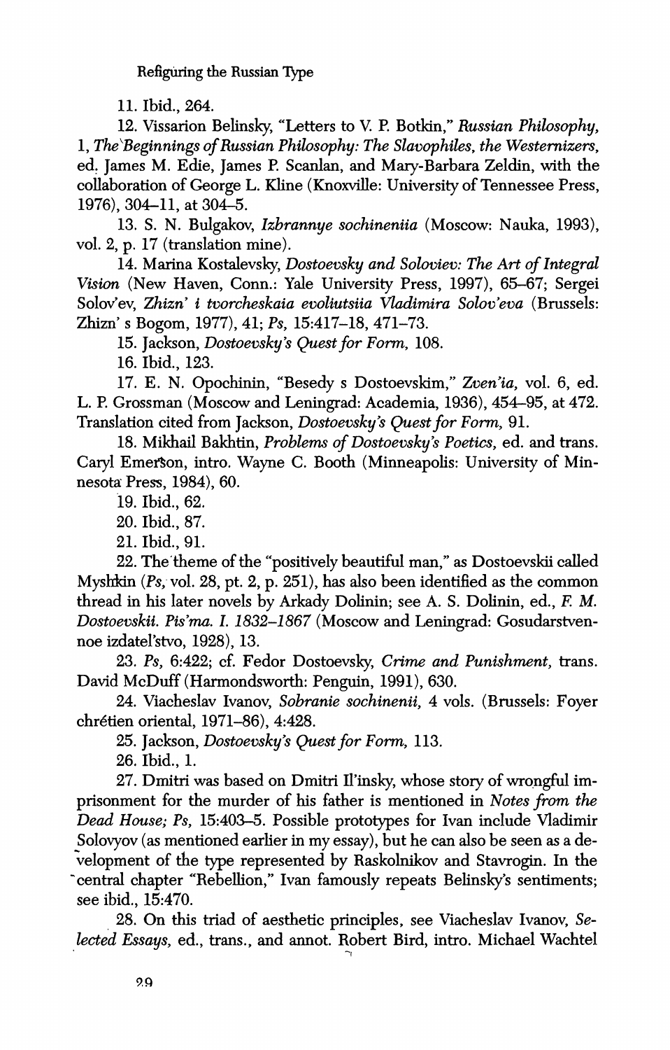11. Ibid., 264.

12. Vissarion Belinsky, "Letters to V. P. Botkin," *Russian Philosophy, 1, The Beginnings of Russian Philosophy: The Slavophiles, the Westernizers,* ed. James M. Edie, James P. Scanlan, and Mary-Barbara Zeldin, with the collaboration of George L. Kline (Knoxville: University of Tennessee Press, 1976), 304–11, at 304–5.

13. S. N. Bulgakov, *Izbrannye sochineniia* (Moscow: Nauka, 1993), vol. 2, p. 17 (translation mine).

14. Marina Kostalevsky, *Dostoevsky and Soloviev: The Art of Integral Vision* (New Haven, Conn.: Yale University Press, 1997), 65–67; Sergei Solov'ev, *Zhizn' i tvorcheskaia evoliutsiia Vladimira Solov'eva* (Brussels: Zhizn' s Bogom, 1977), 41; *Ps,* 15:417–18, 471–73.

15. Jackson, *Dostoevsky's Quest for Form,* 108.

16. Ibid., 123.

17. E. N. Opochinin, "Besedy s Dostoevskim," *Zven'ia,* vol. 6, ed. L. P. Grossman (Moscow and Leningrad: Academia, 1936), 454–95, at 472. Translation cited from Jackson, *Dostoevsky's Quest for Form,* 91.

18. Mikhail Bakhtin, *Problems of Dostoevsky's Poetics,* ed. and trans. Caryl Emerson, intro. Wayne C. Booth (Minneapolis: University of Minnesota Press, 1984), 60.

19. Ibid., 62.

20. Ibid., 87.

21. Ibid., 91.

22. The theme of the "positively beautiful man," as Dostoevskii called Myshkin (*Ps,* vol. 28, pt. 2, p. 251), has also been identified as the common thread in his later novels by Arkady Dolinin; see A. S. Dolinin, ed., *F. M. Dostoevskii. Pis'ma. I. 1832–1867* (Moscow and Leningrad: Gosudarstvennoe izdatel'stvo, 1928), 13.

23. *Ps,* 6:422; cf. Fedor Dostoevsky, *Crime and Punishment,* trans. David McDuff (Harmondsworth: Penguin, 1991), 630.

24. Viacheslav Ivanov, *Sobranie sochinenii,* 4 vols. (Brussels: Foyer chrétien oriental, 1971–86), 4:428.

25. Jackson, *Dostoevsky's Quest for Form,* 113.

26. Ibid., 1.

27. Dmitri was based on Dmitri Il'insky, whose story of wrongful imprisonment for the murder of his father is mentioned in *Notes from the Dead House; Ps,* 15:403–5. Possible prototypes for Ivan include Vladimir Solovyov (as mentioned earlier in my essay), but he can also be seen as a development of the type represented by Raskolnikov and Stavrogin. In the central chapter "Rebellion," Ivan famously repeats Belinsky's sentiments; see ibid., 15:470.

28. On this triad of aesthetic principles, see Viacheslav Ivanov, *Selected Essays,* ed., trans., and annot. Robert Bird, intro. Michael Wachtel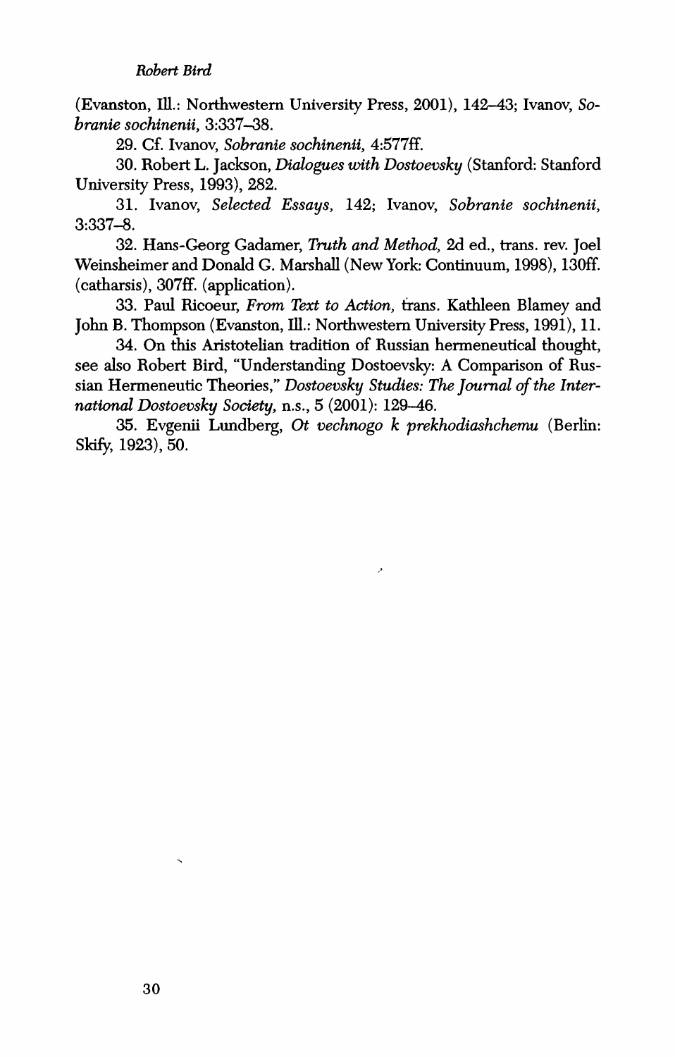(Evanston, Ill.: Northwestern University Press, 2001), 142–43; Ivanov, *Sobranie sochinenii,* 3:337–38.

29. Cf. Ivanov, *Sobranie sochinenii,* 4:577ff.

30. Robert L. Jackson, *Dialogues with Dostoevsky* (Stanford: Stanford University Press, 1993), 282.

31. Ivanov, *Selected Essays,* 142; Ivanov, *Sobranie sochinenii,* 3:337–8.

32. Hans-Georg Gadamer, *Truth and Method,* 2d ed., trans. rev. Joel Weinsheimer and Donald G. Marshall (New York: Continuum, 1998), 130ff. (catharsis), 307ff. (application).

33. Paul Ricoeur, *From Text to Action,* trans. Kathleen Blamey and John B. Thompson (Evanston, Ill.: Northwestern University Press, 1991), 11.

34. On this Aristotelian tradition of Russian hermeneutical thought, see also Robert Bird, "Understanding Dostoevsky: A Comparison of Russian Hermeneutic Theories," *Dostoevsky Studies: The Journal of the International Dostoevsky Society,* n.s., 5 (2001): 129–46.

35. Evgenii Lundberg, *Ot vechnogo k prekhodiashchemu* (Berlin: Skify, 1923), 50.